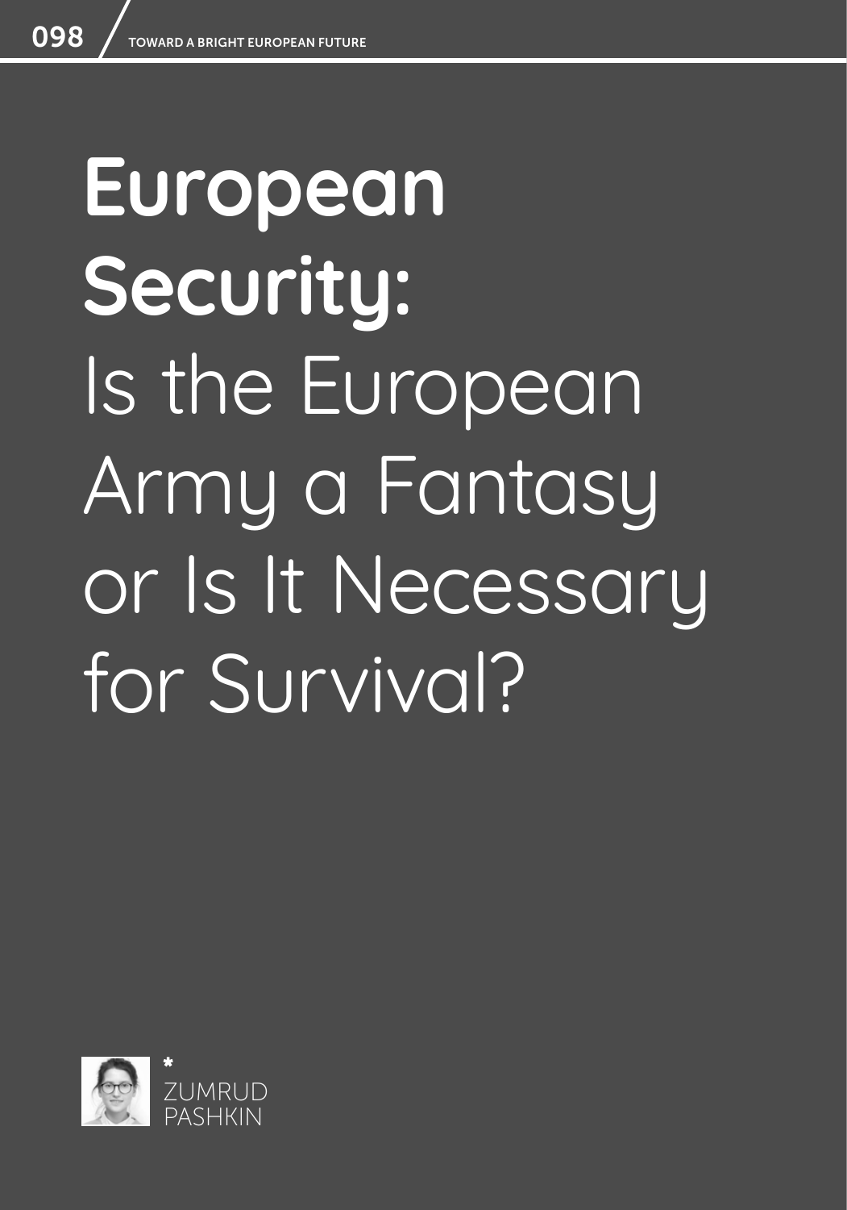# European Security: Is the European Army a Fantasy or Is It Necessary for Survival?

*
ZUMRUD PASHKIN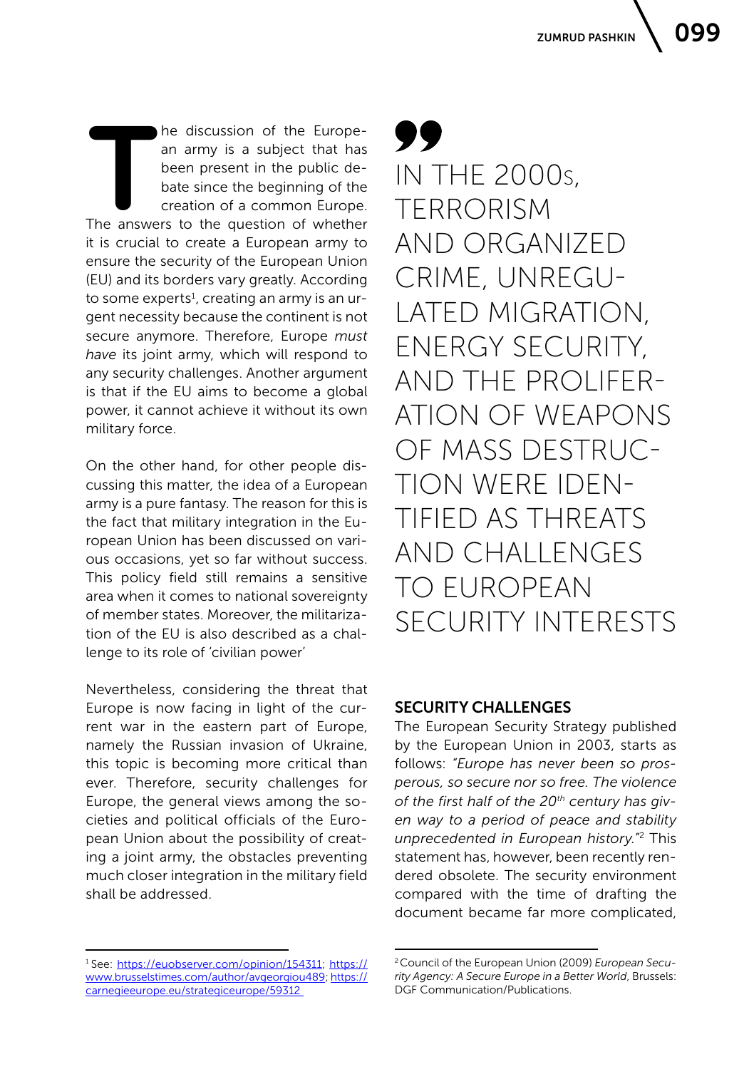The discussion of the European army is a subject that has been present in the public debate since the beginning of the creation of a common Europe. The answers to the question of whether it is crucial to create a European army to ensure the security of the European Union (EU) and its borders vary greatly. According to some experts[1], creating an army is an urgent necessity because the continent is not secure anymore. Therefore, Europe *must have* its joint army, which will respond to any security challenges. Another argument is that if the EU aims to become a global power, it cannot achieve it without its own military force.

On the other hand, for other people discussing this matter, the idea of a European army is a pure fantasy. The reason for this is the fact that military integration in the European Union has been discussed on various occasions, yet so far without success. This policy field still remains a sensitive area when it comes to national sovereignty of member states. Moreover, the militarization of the EU is also described as a challenge to its role of 'civilian power'

Nevertheless, considering the threat that Europe is now facing in light of the current war in the eastern part of Europe, namely the Russian invasion of Ukraine, this topic is becoming more critical than ever. Therefore, security challenges for Europe, the general views among the societies and political officials of the European Union about the possibility of creating a joint army, the obstacles preventing much closer integration in the military field shall be addressed.

> IN THE 2000S, TERRORISM AND ORGANIZED CRIME, UNREGULATED MIGRATION, ENERGY SECURITY, AND THE PROLIFERATION OF WEAPONS OF MASS DESTRUCTION WERE IDENTIFIED AS THREATS AND CHALLENGES TO EUROPEAN SECURITY INTERESTS

## SECURITY CHALLENGES

The European Security Strategy published by the European Union in 2003, starts as follows: *"Europe has never been so prosperous, so secure nor so free. The violence of the first half of the 20th century has given way to a period of peace and stability unprecedented in European history."*[2] This statement has, however, been recently rendered obsolete. The security environment compared with the time of drafting the document became far more complicated,

---

[1] See: https://euobserver.com/opinion/154311; https://www.brusselstimes.com/author/avgeorgiou489; https://carnegieeurope.eu/strategiceurope/59312

[2] Council of the European Union (2009) *European Security Agency: A Secure Europe in a Better World*, Brussels: DGF Communication/Publications.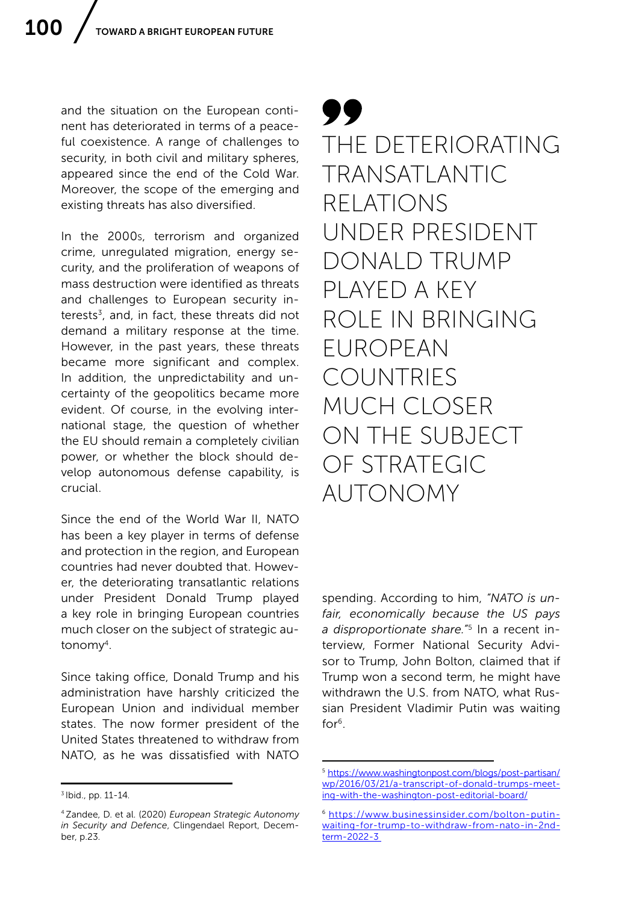and the situation on the European continent has deteriorated in terms of a peaceful coexistence. A range of challenges to security, in both civil and military spheres, appeared since the end of the Cold War. Moreover, the scope of the emerging and existing threats has also diversified.

In the 2000s, terrorism and organized crime, unregulated migration, energy security, and the proliferation of weapons of mass destruction were identified as threats and challenges to European security interests[3], and, in fact, these threats did not demand a military response at the time. However, in the past years, these threats became more significant and complex. In addition, the unpredictability and uncertainty of the geopolitics became more evident. Of course, in the evolving international stage, the question of whether the EU should remain a completely civilian power, or whether the block should develop autonomous defense capability, is crucial.

Since the end of the World War II, NATO has been a key player in terms of defense and protection in the region, and European countries had never doubted that. However, the deteriorating transatlantic relations under President Donald Trump played a key role in bringing European countries much closer on the subject of strategic autonomy[4].

> THE DETERIORATING TRANSATLANTIC RELATIONS UNDER PRESIDENT DONALD TRUMP PLAYED A KEY ROLE IN BRINGING EUROPEAN COUNTRIES MUCH CLOSER ON THE SUBJECT OF STRATEGIC AUTONOMY

Since taking office, Donald Trump and his administration have harshly criticized the European Union and individual member states. The now former president of the United States threatened to withdraw from NATO, as he was dissatisfied with NATO spending. According to him, *"NATO is unfair, economically because the US pays a disproportionate share."*[5] In a recent interview, Former National Security Advisor to Trump, John Bolton, claimed that if Trump won a second term, he might have withdrawn the U.S. from NATO, what Russian President Vladimir Putin was waiting for[6].

---

[3] Ibid., pp. 11-14.

[4] Zandee, D. et al. (2020) *European Strategic Autonomy in Security and Defence*, Clingendael Report, December, p.23.

[5] https://www.washingtonpost.com/blogs/post-partisan/wp/2016/03/21/a-transcript-of-donald-trumps-meeting-with-the-washington-post-editorial-board/

[6] https://www.businessinsider.com/bolton-putin-waiting-for-trump-to-withdraw-from-nato-in-2nd-term-2022-3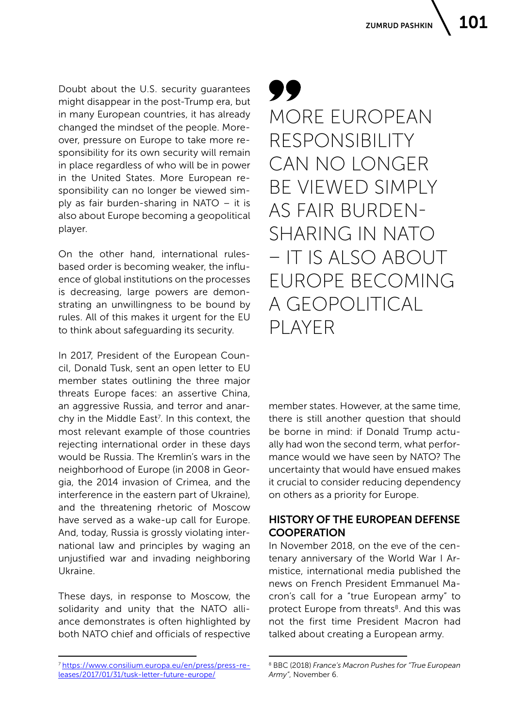Doubt about the U.S. security guarantees might disappear in the post-Trump era, but in many European countries, it has already changed the mindset of the people. Moreover, pressure on Europe to take more responsibility for its own security will remain in place regardless of who will be in power in the United States. More European responsibility can no longer be viewed simply as fair burden-sharing in NATO – it is also about Europe becoming a geopolitical player.

> MORE EUROPEAN RESPONSIBILITY CAN NO LONGER BE VIEWED SIMPLY AS FAIR BURDEN-SHARING IN NATO – IT IS ALSO ABOUT EUROPE BECOMING A GEOPOLITICAL PLAYER

On the other hand, international rules-based order is becoming weaker, the influence of global institutions on the processes is decreasing, large powers are demonstrating an unwillingness to be bound by rules. All of this makes it urgent for the EU to think about safeguarding its security.

In 2017, President of the European Council, Donald Tusk, sent an open letter to EU member states outlining the three major threats Europe faces: an assertive China, an aggressive Russia, and terror and anarchy in the Middle East[7]. In this context, the most relevant example of those countries rejecting international order in these days would be Russia. The Kremlin's wars in the neighborhood of Europe (in 2008 in Georgia, the 2014 invasion of Crimea, and the interference in the eastern part of Ukraine), and the threatening rhetoric of Moscow have served as a wake-up call for Europe. And, today, Russia is grossly violating international law and principles by waging an unjustified war and invading neighboring Ukraine.

These days, in response to Moscow, the solidarity and unity that the NATO alliance demonstrates is often highlighted by both NATO chief and officials of respective member states. However, at the same time, there is still another question that should be borne in mind: if Donald Trump actually had won the second term, what performance would we have seen by NATO? The uncertainty that would have ensued makes it crucial to consider reducing dependency on others as a priority for Europe.

## HISTORY OF THE EUROPEAN DEFENSE COOPERATION

In November 2018, on the eve of the centenary anniversary of the World War I Armistice, international media published the news on French President Emmanuel Macron's call for a "true European army" to protect Europe from threats[8]. And this was not the first time President Macron had talked about creating a European army.

---

[7] https://www.consilium.europa.eu/en/press/press-releases/2017/01/31/tusk-letter-future-europe/

[8] BBC (2018) *France's Macron Pushes for "True European Army"*, November 6.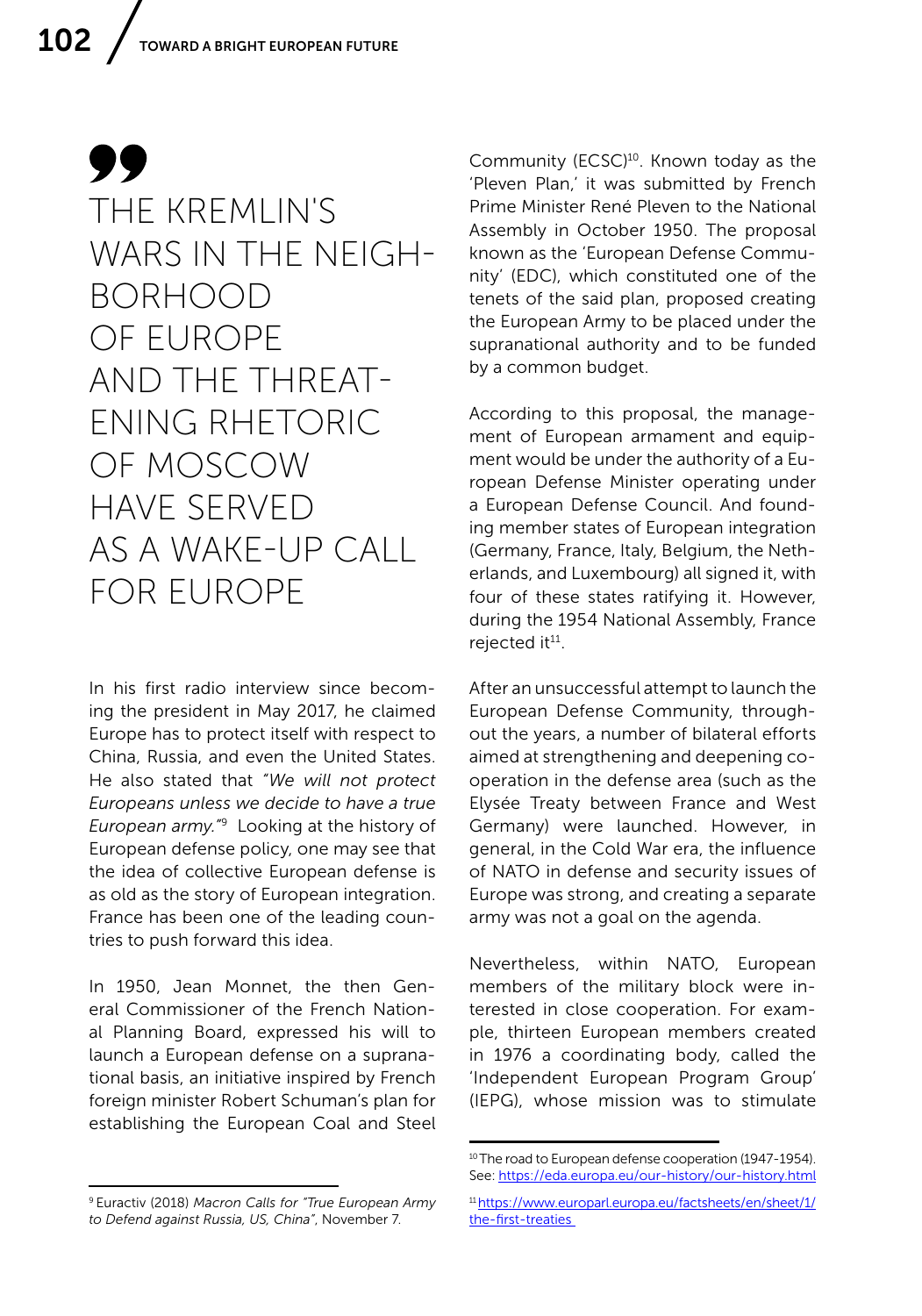> THE KREMLIN'S WARS IN THE NEIGHBORHOOD OF EUROPE AND THE THREATENING RHETORIC OF MOSCOW HAVE SERVED AS A WAKE-UP CALL FOR EUROPE

In his first radio interview since becoming the president in May 2017, he claimed Europe has to protect itself with respect to China, Russia, and even the United States. He also stated that *"We will not protect Europeans unless we decide to have a true European army."*[9] Looking at the history of European defense policy, one may see that the idea of collective European defense is as old as the story of European integration. France has been one of the leading countries to push forward this idea.

In 1950, Jean Monnet, the then General Commissioner of the French National Planning Board, expressed his will to launch a European defense on a supranational basis, an initiative inspired by French foreign minister Robert Schuman's plan for establishing the European Coal and Steel Community (ECSC)[10]. Known today as the 'Pleven Plan,' it was submitted by French Prime Minister René Pleven to the National Assembly in October 1950. The proposal known as the 'European Defense Community' (EDC), which constituted one of the tenets of the said plan, proposed creating the European Army to be placed under the supranational authority and to be funded by a common budget.

According to this proposal, the management of European armament and equipment would be under the authority of a European Defense Minister operating under a European Defense Council. And founding member states of European integration (Germany, France, Italy, Belgium, the Netherlands, and Luxembourg) all signed it, with four of these states ratifying it. However, during the 1954 National Assembly, France rejected it[11].

After an unsuccessful attempt to launch the European Defense Community, throughout the years, a number of bilateral efforts aimed at strengthening and deepening cooperation in the defense area (such as the Elysée Treaty between France and West Germany) were launched. However, in general, in the Cold War era, the influence of NATO in defense and security issues of Europe was strong, and creating a separate army was not a goal on the agenda.

Nevertheless, within NATO, European members of the military block were interested in close cooperation. For example, thirteen European members created in 1976 a coordinating body, called the 'Independent European Program Group' (IEPG), whose mission was to stimulate

---

[9] Euractiv (2018) *Macron Calls for "True European Army to Defend against Russia, US, China"*, November 7.

[10] The road to European defense cooperation (1947-1954). See: https://eda.europa.eu/our-history/our-history.html

[11] https://www.europarl.europa.eu/factsheets/en/sheet/1/the-first-treaties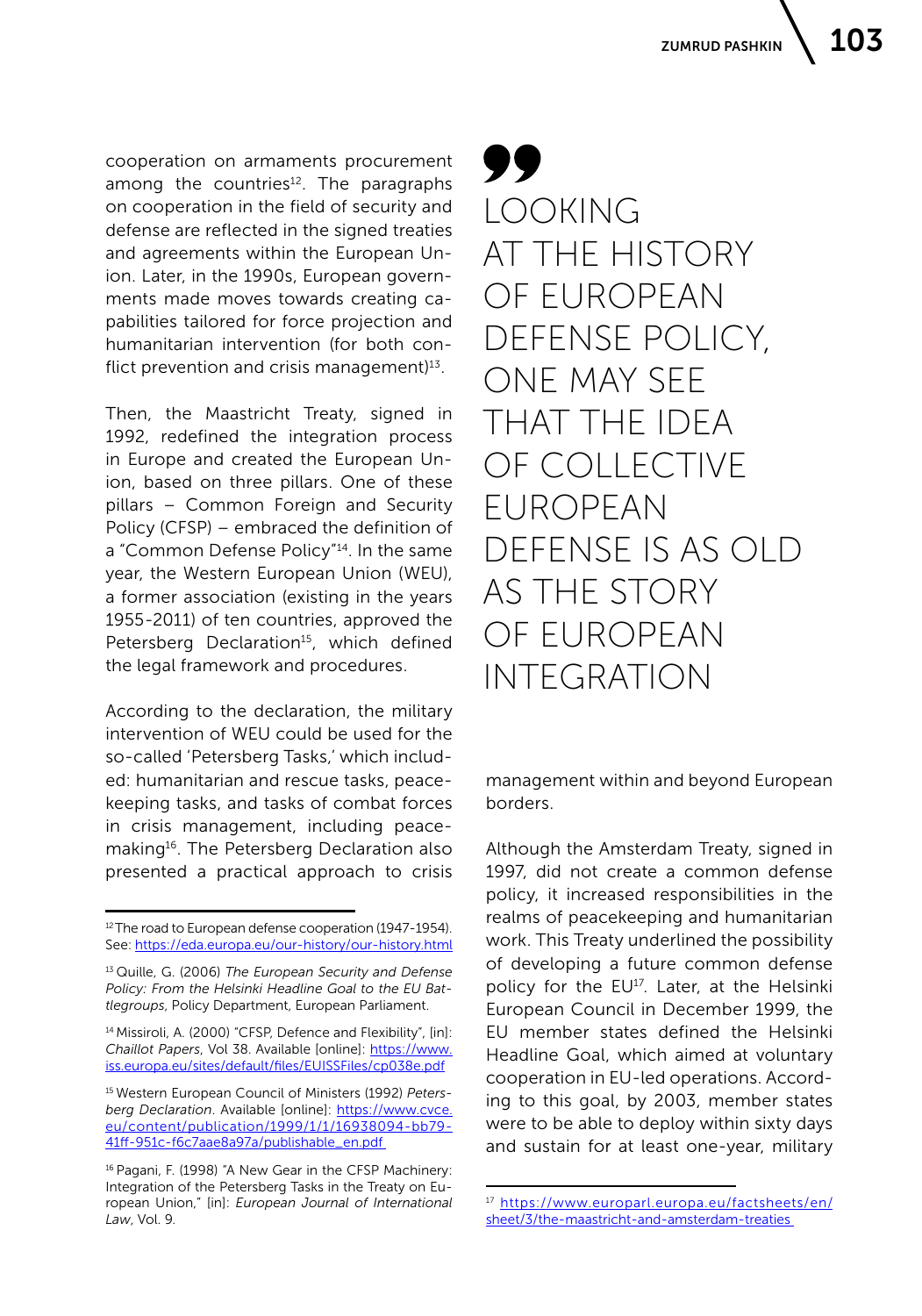cooperation on armaments procurement among the countries[12]. The paragraphs on cooperation in the field of security and defense are reflected in the signed treaties and agreements within the European Union. Later, in the 1990s, European governments made moves towards creating capabilities tailored for force projection and humanitarian intervention (for both conflict prevention and crisis management)[13].

Then, the Maastricht Treaty, signed in 1992, redefined the integration process in Europe and created the European Union, based on three pillars. One of these pillars – Common Foreign and Security Policy (CFSP) – embraced the definition of a "Common Defense Policy"[14]. In the same year, the Western European Union (WEU), a former association (existing in the years 1955-2011) of ten countries, approved the Petersberg Declaration[15], which defined the legal framework and procedures.

According to the declaration, the military intervention of WEU could be used for the so-called 'Petersberg Tasks,' which included: humanitarian and rescue tasks, peacekeeping tasks, and tasks of combat forces in crisis management, including peacemaking[16]. The Petersberg Declaration also presented a practical approach to crisis management within and beyond European borders.

> LOOKING AT THE HISTORY OF EUROPEAN DEFENSE POLICY, ONE MAY SEE THAT THE IDEA OF COLLECTIVE EUROPEAN DEFENSE IS AS OLD AS THE STORY OF EUROPEAN INTEGRATION

Although the Amsterdam Treaty, signed in 1997, did not create a common defense policy, it increased responsibilities in the realms of peacekeeping and humanitarian work. This Treaty underlined the possibility of developing a future common defense policy for the EU[17]. Later, at the Helsinki European Council in December 1999, the EU member states defined the Helsinki Headline Goal, which aimed at voluntary cooperation in EU-led operations. According to this goal, by 2003, member states were to be able to deploy within sixty days and sustain for at least one-year, military

---

[12] The road to European defense cooperation (1947-1954). See: https://eda.europa.eu/our-history/our-history.html

[13] Quille, G. (2006) *The European Security and Defense Policy: From the Helsinki Headline Goal to the EU Battlegroups*, Policy Department, European Parliament.

[14] Missiroli, A. (2000) "CFSP, Defence and Flexibility", [in]: *Chaillot Papers*, Vol 38. Available [online]: https://www.iss.europa.eu/sites/default/files/EUISSFiles/cp038e.pdf

[15] Western European Council of Ministers (1992) *Petersberg Declaration*. Available [online]: https://www.cvce.eu/content/publication/1999/1/1/16938094-bb79-41ff-951c-f6c7aae8a97a/publishable_en.pdf

[16] Pagani, F. (1998) "A New Gear in the CFSP Machinery: Integration of the Petersberg Tasks in the Treaty on European Union," [in]: *European Journal of International Law*, Vol. 9.

[17] https://www.europarl.europa.eu/factsheets/en/sheet/3/the-maastricht-and-amsterdam-treaties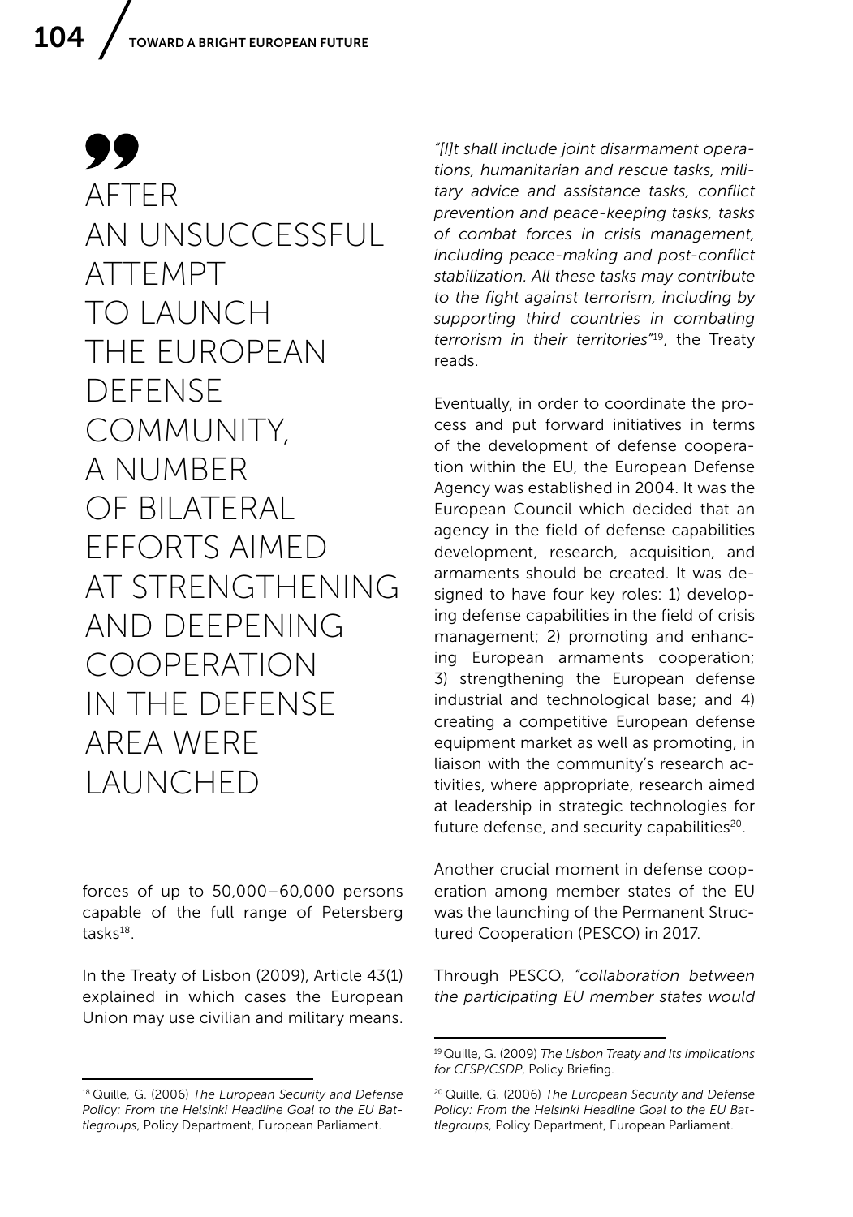> AFTER AN UNSUCCESSFUL ATTEMPT TO LAUNCH THE EUROPEAN DEFENSE COMMUNITY, A NUMBER OF BILATERAL EFFORTS AIMED AT STRENGTHENING AND DEEPENING COOPERATION IN THE DEFENSE AREA WERE LAUNCHED

forces of up to 50,000–60,000 persons capable of the full range of Petersberg tasks[18].

In the Treaty of Lisbon (2009), Article 43(1) explained in which cases the European Union may use civilian and military means. *"[I]t shall include joint disarmament operations, humanitarian and rescue tasks, military advice and assistance tasks, conflict prevention and peace-keeping tasks, tasks of combat forces in crisis management, including peace-making and post-conflict stabilization. All these tasks may contribute to the fight against terrorism, including by supporting third countries in combating terrorism in their territories"*[19], the Treaty reads.

Eventually, in order to coordinate the process and put forward initiatives in terms of the development of defense cooperation within the EU, the European Defense Agency was established in 2004. It was the European Council which decided that an agency in the field of defense capabilities development, research, acquisition, and armaments should be created. It was designed to have four key roles: 1) developing defense capabilities in the field of crisis management; 2) promoting and enhancing European armaments cooperation; 3) strengthening the European defense industrial and technological base; and 4) creating a competitive European defense equipment market as well as promoting, in liaison with the community's research activities, where appropriate, research aimed at leadership in strategic technologies for future defense, and security capabilities[20].

Another crucial moment in defense cooperation among member states of the EU was the launching of the Permanent Structured Cooperation (PESCO) in 2017.

Through PESCO, *"collaboration between the participating EU member states would*

---

[18] Quille, G. (2006) *The European Security and Defense Policy: From the Helsinki Headline Goal to the EU Battlegroups*, Policy Department, European Parliament.

[19] Quille, G. (2009) *The Lisbon Treaty and Its Implications for CFSP/CSDP*, Policy Briefing.

[20] Quille, G. (2006) *The European Security and Defense Policy: From the Helsinki Headline Goal to the EU Battlegroups*, Policy Department, European Parliament.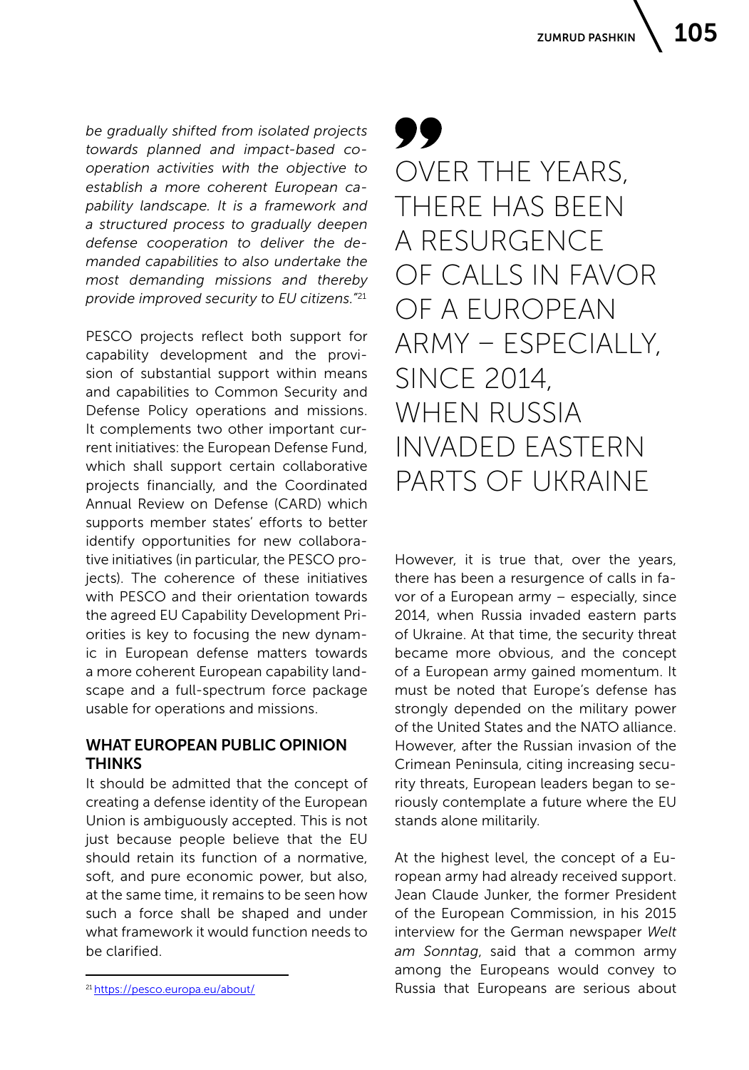*be gradually shifted from isolated projects towards planned and impact-based cooperation activities with the objective to establish a more coherent European capability landscape. It is a framework and a structured process to gradually deepen defense cooperation to deliver the demanded capabilities to also undertake the most demanding missions and thereby provide improved security to EU citizens."*[21]

PESCO projects reflect both support for capability development and the provision of substantial support within means and capabilities to Common Security and Defense Policy operations and missions. It complements two other important current initiatives: the European Defense Fund, which shall support certain collaborative projects financially, and the Coordinated Annual Review on Defense (CARD) which supports member states' efforts to better identify opportunities for new collaborative initiatives (in particular, the PESCO projects). The coherence of these initiatives with PESCO and their orientation towards the agreed EU Capability Development Priorities is key to focusing the new dynamic in European defense matters towards a more coherent European capability landscape and a full-spectrum force package usable for operations and missions.

## WHAT EUROPEAN PUBLIC OPINION THINKS

It should be admitted that the concept of creating a defense identity of the European Union is ambiguously accepted. This is not just because people believe that the EU should retain its function of a normative, soft, and pure economic power, but also, at the same time, it remains to be seen how such a force shall be shaped and under what framework it would function needs to be clarified.

> OVER THE YEARS, THERE HAS BEEN A RESURGENCE OF CALLS IN FAVOR OF A EUROPEAN ARMY – ESPECIALLY, SINCE 2014, WHEN RUSSIA INVADED EASTERN PARTS OF UKRAINE

However, it is true that, over the years, there has been a resurgence of calls in favor of a European army – especially, since 2014, when Russia invaded eastern parts of Ukraine. At that time, the security threat became more obvious, and the concept of a European army gained momentum. It must be noted that Europe's defense has strongly depended on the military power of the United States and the NATO alliance. However, after the Russian invasion of the Crimean Peninsula, citing increasing security threats, European leaders began to seriously contemplate a future where the EU stands alone militarily.

At the highest level, the concept of a European army had already received support. Jean Claude Junker, the former President of the European Commission, in his 2015 interview for the German newspaper *Welt am Sonntag*, said that a common army among the Europeans would convey to Russia that Europeans are serious about

[21] https://pesco.europa.eu/about/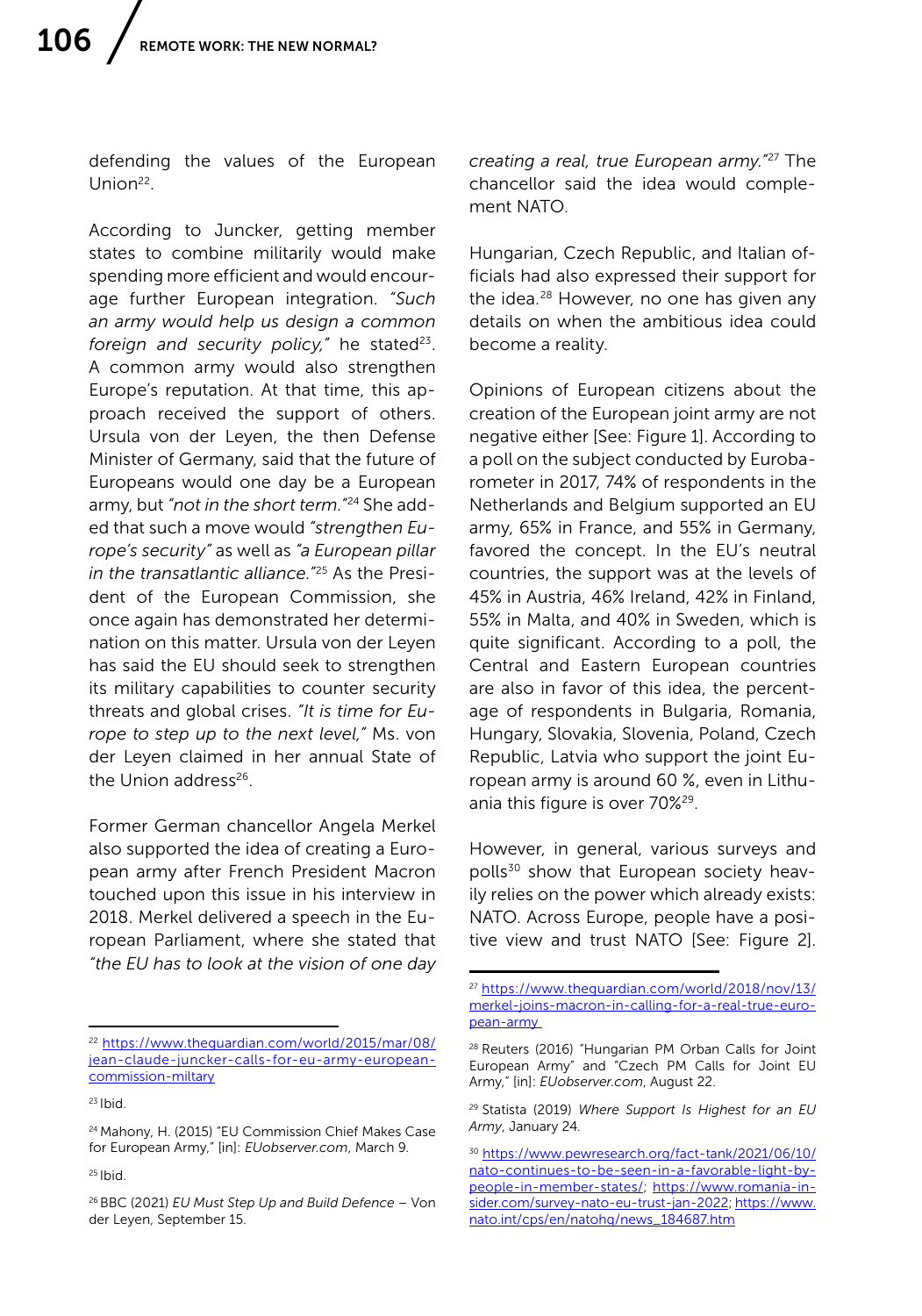defending the values of the European Union[22].

According to Juncker, getting member states to combine militarily would make spending more efficient and would encourage further European integration. *"Such an army would help us design a common foreign and security policy,"* he stated[23]. A common army would also strengthen Europe's reputation. At that time, this approach received the support of others. Ursula von der Leyen, the then Defense Minister of Germany, said that the future of Europeans would one day be a European army, but *"not in the short term."*[24] She added that such a move would *"strengthen Europe's security"* as well as *"a European pillar in the transatlantic alliance."*[25] As the President of the European Commission, she once again has demonstrated her determination on this matter. Ursula von der Leyen has said the EU should seek to strengthen its military capabilities to counter security threats and global crises. *"It is time for Europe to step up to the next level,"* Ms. von der Leyen claimed in her annual State of the Union address[26].

Former German chancellor Angela Merkel also supported the idea of creating a European army after French President Macron touched upon this issue in his interview in 2018. Merkel delivered a speech in the European Parliament, where she stated that *"the EU has to look at the vision of one day creating a real, true European army."*[27] The chancellor said the idea would complement NATO.

Hungarian, Czech Republic, and Italian officials had also expressed their support for the idea.[28] However, no one has given any details on when the ambitious idea could become a reality.

Opinions of European citizens about the creation of the European joint army are not negative either [See: Figure 1]. According to a poll on the subject conducted by Eurobarometer in 2017, 74% of respondents in the Netherlands and Belgium supported an EU army, 65% in France, and 55% in Germany, favored the concept. In the EU's neutral countries, the support was at the levels of 45% in Austria, 46% Ireland, 42% in Finland, 55% in Malta, and 40% in Sweden, which is quite significant. According to a poll, the Central and Eastern European countries are also in favor of this idea, the percentage of respondents in Bulgaria, Romania, Hungary, Slovakia, Slovenia, Poland, Czech Republic, Latvia who support the joint European army is around 60 %, even in Lithuania this figure is over 70%[29].

However, in general, various surveys and polls[30] show that European society heavily relies on the power which already exists: NATO. Across Europe, people have a positive view and trust NATO [See: Figure 2].

---

[22] https://www.theguardian.com/world/2015/mar/08/jean-claude-juncker-calls-for-eu-army-european-commission-miltary

[23] Ibid.

[24] Mahony, H. (2015) "EU Commission Chief Makes Case for European Army," [in]: *EUobserver.com*, March 9.

[25] Ibid.

[26] BBC (2021) *EU Must Step Up and Build Defence* – Von der Leyen, September 15.

[27] https://www.theguardian.com/world/2018/nov/13/merkel-joins-macron-in-calling-for-a-real-true-european-army

[28] Reuters (2016) "Hungarian PM Orban Calls for Joint European Army" and "Czech PM Calls for Joint EU Army," [in]: *EUobserver.com*, August 22.

[29] Statista (2019) *Where Support Is Highest for an EU Army*, January 24.

[30] https://www.pewresearch.org/fact-tank/2021/06/10/nato-continues-to-be-seen-in-a-favorable-light-by-people-in-member-states/; https://www.romania-insider.com/survey-nato-eu-trust-jan-2022; https://www.nato.int/cps/en/natohq/news_184687.htm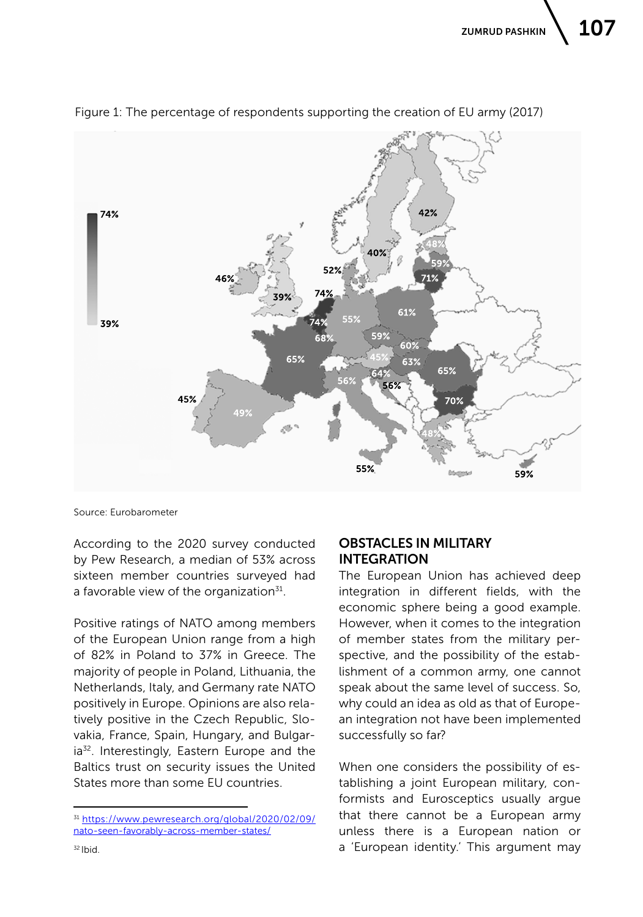Figure 1: The percentage of respondents supporting the creation of EU army (2017)

Source: Eurobarometer

According to the 2020 survey conducted by Pew Research, a median of 53% across sixteen member countries surveyed had a favorable view of the organization[31].

Positive ratings of NATO among members of the European Union range from a high of 82% in Poland to 37% in Greece. The majority of people in Poland, Lithuania, the Netherlands, Italy, and Germany rate NATO positively in Europe. Opinions are also relatively positive in the Czech Republic, Slovakia, France, Spain, Hungary, and Bulgaria[32]. Interestingly, Eastern Europe and the Baltics trust on security issues the United States more than some EU countries.

## OBSTACLES IN MILITARY INTEGRATION

The European Union has achieved deep integration in different fields, with the economic sphere being a good example. However, when it comes to the integration of member states from the military perspective, and the possibility of the establishment of a common army, one cannot speak about the same level of success. So, why could an idea as old as that of European integration not have been implemented successfully so far?

When one considers the possibility of establishing a joint European military, conformists and Eurosceptics usually argue that there cannot be a European army unless there is a European nation or a 'European identity.' This argument may

---

[31] https://www.pewresearch.org/global/2020/02/09/nato-seen-favorably-across-member-states/

[32] Ibid.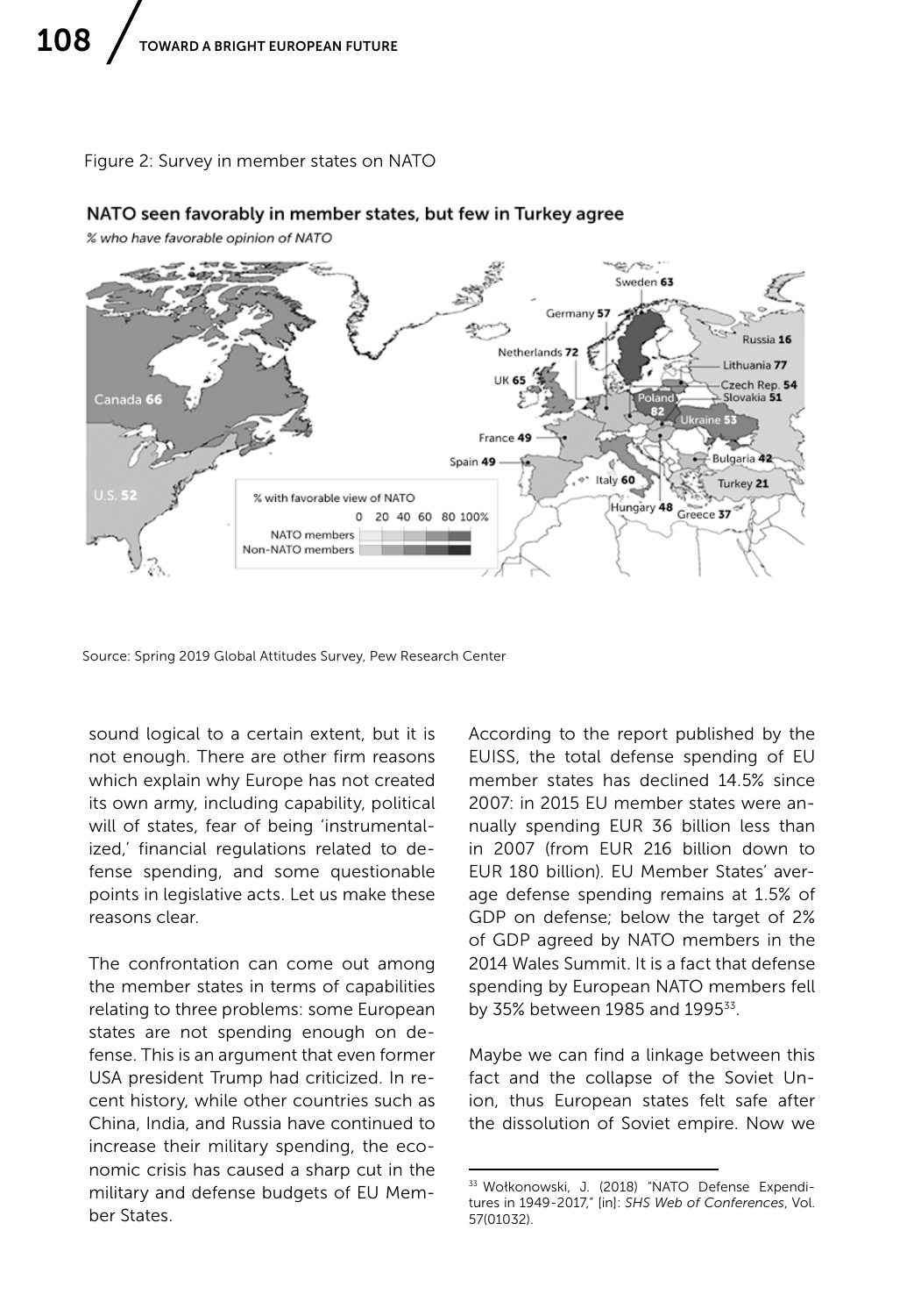Figure 2: Survey in member states on NATO

Source: Spring 2019 Global Attitudes Survey, Pew Research Center

sound logical to a certain extent, but it is not enough. There are other firm reasons which explain why Europe has not created its own army, including capability, political will of states, fear of being 'instrumentalized,' financial regulations related to defense spending, and some questionable points in legislative acts. Let us make these reasons clear.

The confrontation can come out among the member states in terms of capabilities relating to three problems: some European states are not spending enough on defense. This is an argument that even former USA president Trump had criticized. In recent history, while other countries such as China, India, and Russia have continued to increase their military spending, the economic crisis has caused a sharp cut in the military and defense budgets of EU Member States.

According to the report published by the EUISS, the total defense spending of EU member states has declined 14.5% since 2007: in 2015 EU member states were annually spending EUR 36 billion less than in 2007 (from EUR 216 billion down to EUR 180 billion). EU Member States' average defense spending remains at 1.5% of GDP on defense; below the target of 2% of GDP agreed by NATO members in the 2014 Wales Summit. It is a fact that defense spending by European NATO members fell by 35% between 1985 and 1995[33].

Maybe we can find a linkage between this fact and the collapse of the Soviet Union, thus European states felt safe after the dissolution of Soviet empire. Now we

[33] Wołkonowski, J. (2018) "NATO Defense Expenditures in 1949-2017," [in]: *SHS Web of Conferences*, Vol. 57(01032).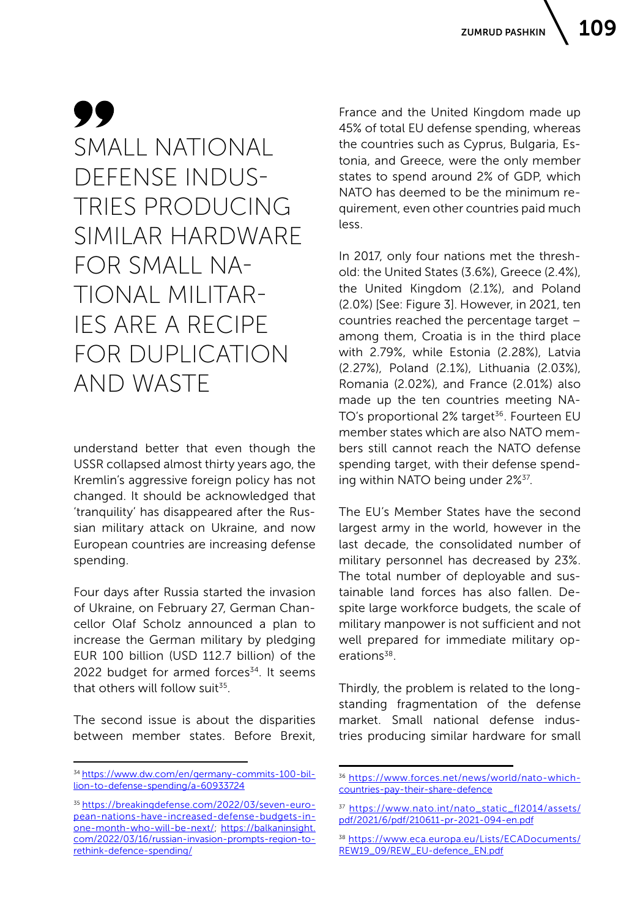> SMALL NATIONAL DEFENSE INDUSTRIES PRODUCING SIMILAR HARDWARE FOR SMALL NATIONAL MILITARIES ARE A RECIPE FOR DUPLICATION AND WASTE

understand better that even though the USSR collapsed almost thirty years ago, the Kremlin's aggressive foreign policy has not changed. It should be acknowledged that 'tranquility' has disappeared after the Russian military attack on Ukraine, and now European countries are increasing defense spending.

Four days after Russia started the invasion of Ukraine, on February 27, German Chancellor Olaf Scholz announced a plan to increase the German military by pledging EUR 100 billion (USD 112.7 billion) of the 2022 budget for armed forces[34]. It seems that others will follow suit[35].

The second issue is about the disparities between member states. Before Brexit, France and the United Kingdom made up 45% of total EU defense spending, whereas the countries such as Cyprus, Bulgaria, Estonia, and Greece, were the only member states to spend around 2% of GDP, which NATO has deemed to be the minimum requirement, even other countries paid much less.

In 2017, only four nations met the threshold: the United States (3.6%), Greece (2.4%), the United Kingdom (2.1%), and Poland (2.0%) [See: Figure 3]. However, in 2021, ten countries reached the percentage target – among them, Croatia is in the third place with 2.79%, while Estonia (2.28%), Latvia (2.27%), Poland (2.1%), Lithuania (2.03%), Romania (2.02%), and France (2.01%) also made up the ten countries meeting NATO's proportional 2% target[36]. Fourteen EU member states which are also NATO members still cannot reach the NATO defense spending target, with their defense spending within NATO being under 2%[37].

The EU's Member States have the second largest army in the world, however in the last decade, the consolidated number of military personnel has decreased by 23%. The total number of deployable and sustainable land forces has also fallen. Despite large workforce budgets, the scale of military manpower is not sufficient and not well prepared for immediate military operations[38].

Thirdly, the problem is related to the longstanding fragmentation of the defense market. Small national defense industries producing similar hardware for small

---

[34] https://www.dw.com/en/germany-commits-100-billion-to-defense-spending/a-60933724

[35] https://breakingdefense.com/2022/03/seven-european-nations-have-increased-defense-budgets-in-one-month-who-will-be-next/; https://balkaninsight.com/2022/03/16/russian-invasion-prompts-region-to-rethink-defence-spending/

[36] https://www.forces.net/news/world/nato-which-countries-pay-their-share-defence

[37] https://www.nato.int/nato_static_fl2014/assets/pdf/2021/6/pdf/210611-pr-2021-094-en.pdf

[38] https://www.eca.europa.eu/Lists/ECADocuments/REW19_09/REW_EU-defence_EN.pdf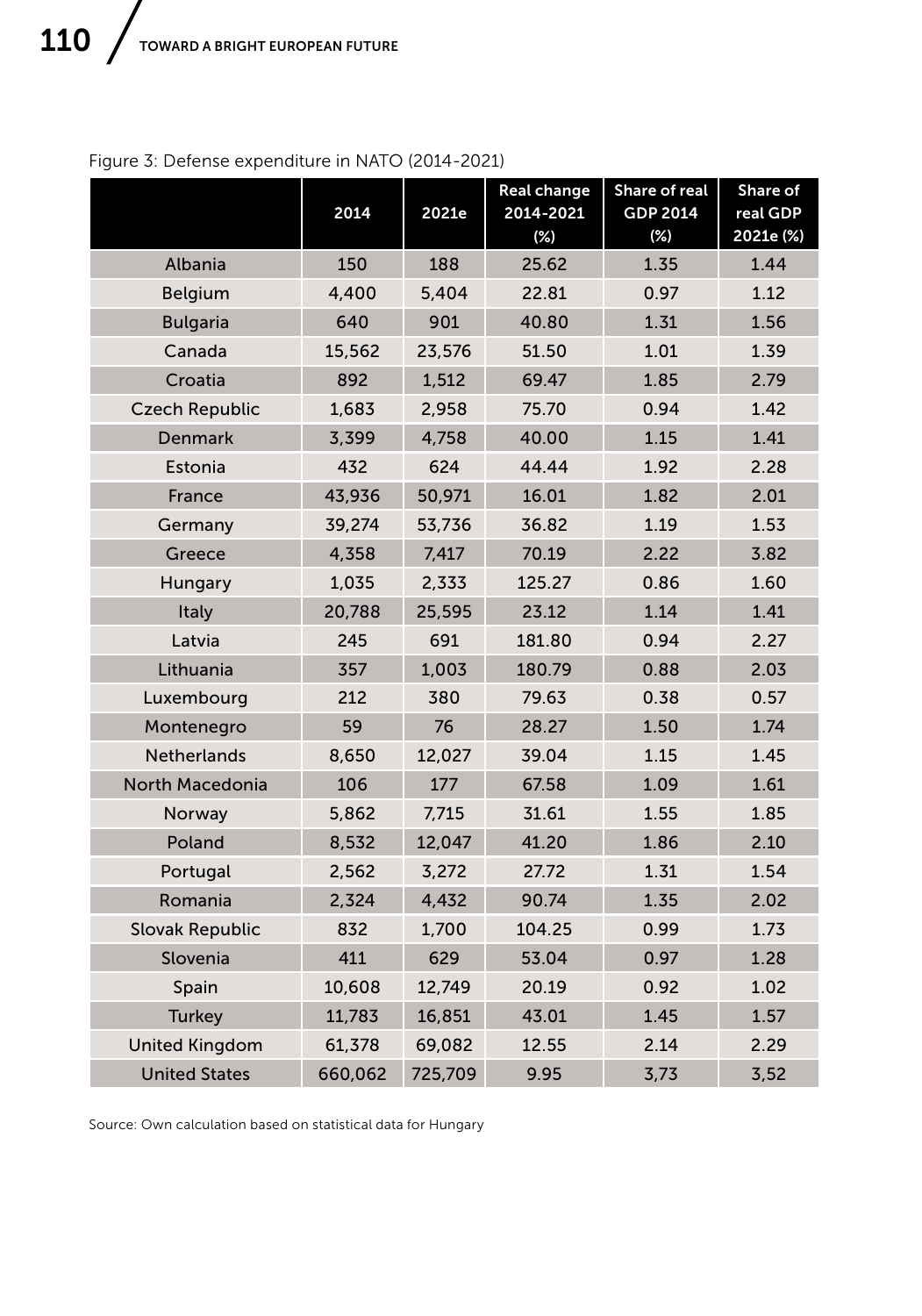Figure 3: Defense expenditure in NATO (2014-2021)

| | 2014 | 2021e | Real change 2014-2021 (%) | Share of real GDP 2014 (%) | Share of real GDP 2021e (%) |
|---|---|---|---|---|---|
| Albania | 150 | 188 | 25.62 | 1.35 | 1.44 |
| Belgium | 4,400 | 5,404 | 22.81 | 0.97 | 1.12 |
| Bulgaria | 640 | 901 | 40.80 | 1.31 | 1.56 |
| Canada | 15,562 | 23,576 | 51.50 | 1.01 | 1.39 |
| Croatia | 892 | 1,512 | 69.47 | 1.85 | 2.79 |
| Czech Republic | 1,683 | 2,958 | 75.70 | 0.94 | 1.42 |
| Denmark | 3,399 | 4,758 | 40.00 | 1.15 | 1.41 |
| Estonia | 432 | 624 | 44.44 | 1.92 | 2.28 |
| France | 43,936 | 50,971 | 16.01 | 1.82 | 2.01 |
| Germany | 39,274 | 53,736 | 36.82 | 1.19 | 1.53 |
| Greece | 4,358 | 7,417 | 70.19 | 2.22 | 3.82 |
| Hungary | 1,035 | 2,333 | 125.27 | 0.86 | 1.60 |
| Italy | 20,788 | 25,595 | 23.12 | 1.14 | 1.41 |
| Latvia | 245 | 691 | 181.80 | 0.94 | 2.27 |
| Lithuania | 357 | 1,003 | 180.79 | 0.88 | 2.03 |
| Luxembourg | 212 | 380 | 79.63 | 0.38 | 0.57 |
| Montenegro | 59 | 76 | 28.27 | 1.50 | 1.74 |
| Netherlands | 8,650 | 12,027 | 39.04 | 1.15 | 1.45 |
| North Macedonia | 106 | 177 | 67.58 | 1.09 | 1.61 |
| Norway | 5,862 | 7,715 | 31.61 | 1.55 | 1.85 |
| Poland | 8,532 | 12,047 | 41.20 | 1.86 | 2.10 |
| Portugal | 2,562 | 3,272 | 27.72 | 1.31 | 1.54 |
| Romania | 2,324 | 4,432 | 90.74 | 1.35 | 2.02 |
| Slovak Republic | 832 | 1,700 | 104.25 | 0.99 | 1.73 |
| Slovenia | 411 | 629 | 53.04 | 0.97 | 1.28 |
| Spain | 10,608 | 12,749 | 20.19 | 0.92 | 1.02 |
| Turkey | 11,783 | 16,851 | 43.01 | 1.45 | 1.57 |
| United Kingdom | 61,378 | 69,082 | 12.55 | 2.14 | 2.29 |
| United States | 660,062 | 725,709 | 9.95 | 3,73 | 3,52 |

Source: Own calculation based on statistical data for Hungary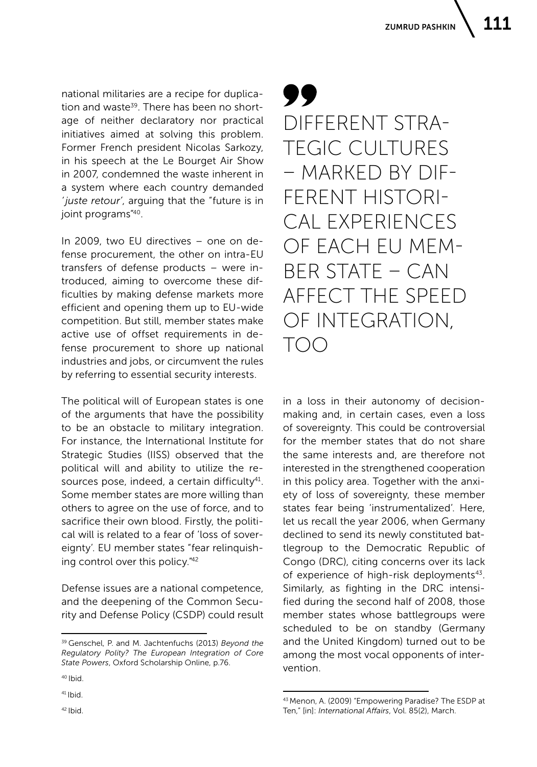national militaries are a recipe for duplication and waste[39]. There has been no shortage of neither declaratory nor practical initiatives aimed at solving this problem. Former French president Nicolas Sarkozy, in his speech at the Le Bourget Air Show in 2007, condemned the waste inherent in a system where each country demanded '*juste retour*', arguing that the "future is in joint programs"[40].

In 2009, two EU directives – one on defense procurement, the other on intra-EU transfers of defense products – were introduced, aiming to overcome these difficulties by making defense markets more efficient and opening them up to EU-wide competition. But still, member states make active use of offset requirements in defense procurement to shore up national industries and jobs, or circumvent the rules by referring to essential security interests.

The political will of European states is one of the arguments that have the possibility to be an obstacle to military integration. For instance, the International Institute for Strategic Studies (IISS) observed that the political will and ability to utilize the resources pose, indeed, a certain difficulty[41]. Some member states are more willing than others to agree on the use of force, and to sacrifice their own blood. Firstly, the political will is related to a fear of 'loss of sovereignty'. EU member states "fear relinquishing control over this policy."[42]

Defense issues are a national competence, and the deepening of the Common Security and Defense Policy (CSDP) could result in a loss in their autonomy of decision-making and, in certain cases, even a loss of sovereignty. This could be controversial for the member states that do not share the same interests and, are therefore not interested in the strengthened cooperation in this policy area. Together with the anxiety of loss of sovereignty, these member states fear being 'instrumentalized'. Here, let us recall the year 2006, when Germany declined to send its newly constituted battlegroup to the Democratic Republic of Congo (DRC), citing concerns over its lack of experience of high-risk deployments[43]. Similarly, as fighting in the DRC intensified during the second half of 2008, those member states whose battlegroups were scheduled to be on standby (Germany and the United Kingdom) turned out to be among the most vocal opponents of intervention.

> DIFFERENT STRATEGIC CULTURES – MARKED BY DIFFERENT HISTORICAL EXPERIENCES OF EACH EU MEMBER STATE – CAN AFFECT THE SPEED OF INTEGRATION, TOO

---

[39] Genschel, P. and M. Jachtenfuchs (2013) *Beyond the Regulatory Polity? The European Integration of Core State Powers*, Oxford Scholarship Online, p.76.

[40] Ibid.

[41] Ibid.

[42] Ibid.

[43] Menon, A. (2009) "Empowering Paradise? The ESDP at Ten," [in]: *International Affairs*, Vol. 85(2), March.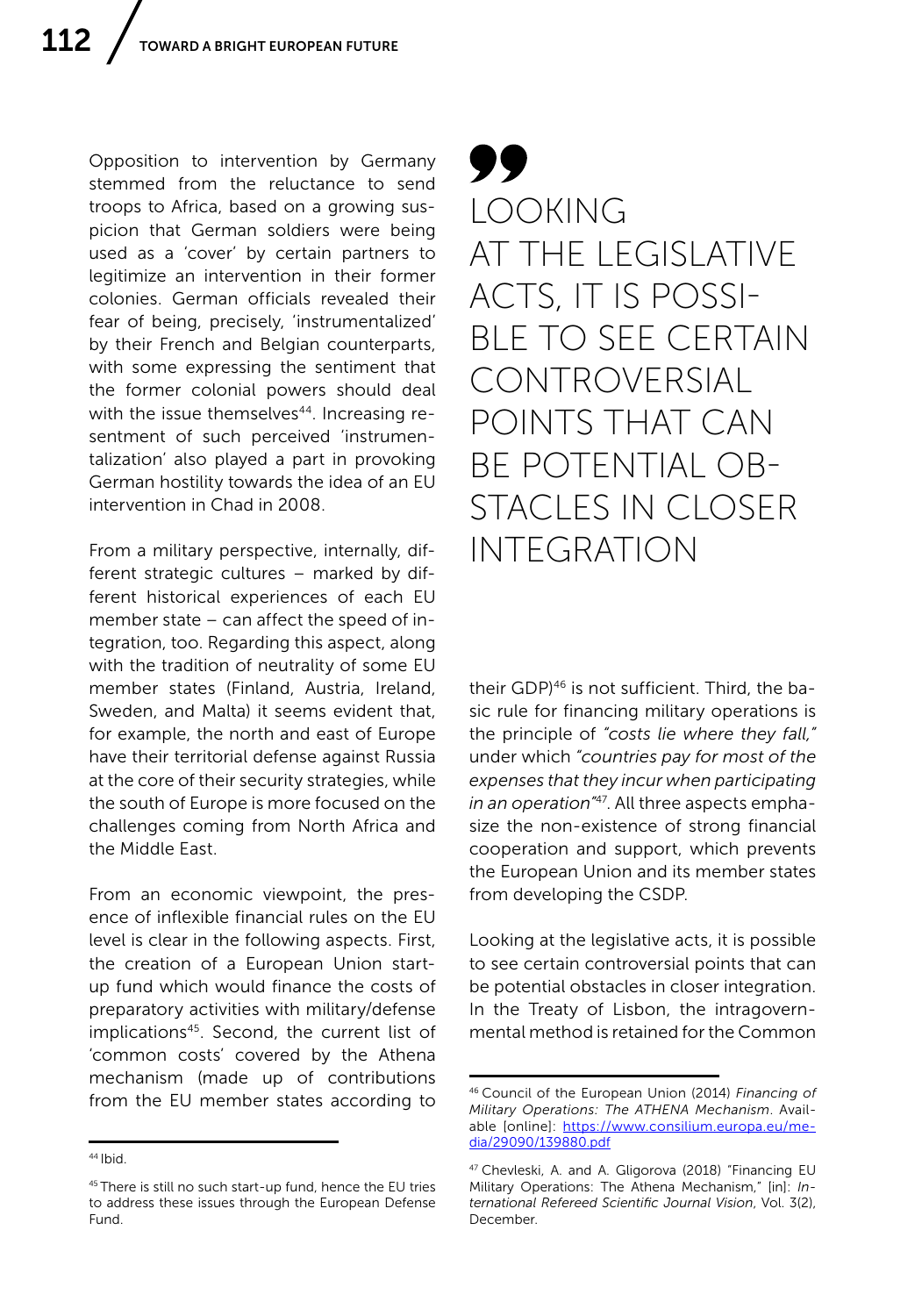Opposition to intervention by Germany stemmed from the reluctance to send troops to Africa, based on a growing suspicion that German soldiers were being used as a 'cover' by certain partners to legitimize an intervention in their former colonies. German officials revealed their fear of being, precisely, 'instrumentalized' by their French and Belgian counterparts, with some expressing the sentiment that the former colonial powers should deal with the issue themselves[44]. Increasing resentment of such perceived 'instrumentalization' also played a part in provoking German hostility towards the idea of an EU intervention in Chad in 2008.

From a military perspective, internally, different strategic cultures – marked by different historical experiences of each EU member state – can affect the speed of integration, too. Regarding this aspect, along with the tradition of neutrality of some EU member states (Finland, Austria, Ireland, Sweden, and Malta) it seems evident that, for example, the north and east of Europe have their territorial defense against Russia at the core of their security strategies, while the south of Europe is more focused on the challenges coming from North Africa and the Middle East.

From an economic viewpoint, the presence of inflexible financial rules on the EU level is clear in the following aspects. First, the creation of a European Union start-up fund which would finance the costs of preparatory activities with military/defense implications[45]. Second, the current list of 'common costs' covered by the Athena mechanism (made up of contributions from the EU member states according to their GDP)[46] is not sufficient. Third, the basic rule for financing military operations is the principle of *"costs lie where they fall,"* under which *"countries pay for most of the expenses that they incur when participating in an operation"*[47]. All three aspects emphasize the non-existence of strong financial cooperation and support, which prevents the European Union and its member states from developing the CSDP.

> LOOKING AT THE LEGISLATIVE ACTS, IT IS POSSIBLE TO SEE CERTAIN CONTROVERSIAL POINTS THAT CAN BE POTENTIAL OBSTACLES IN CLOSER INTEGRATION

Looking at the legislative acts, it is possible to see certain controversial points that can be potential obstacles in closer integration. In the Treaty of Lisbon, the intragovernmental method is retained for the Common

---

[44] Ibid.

[45] There is still no such start-up fund, hence the EU tries to address these issues through the European Defense Fund.

[46] Council of the European Union (2014) *Financing of Military Operations: The ATHENA Mechanism*. Available [online]: https://www.consilium.europa.eu/media/29090/139880.pdf

[47] Chevleski, A. and A. Gligorova (2018) "Financing EU Military Operations: The Athena Mechanism," [in]: *International Refereed Scientific Journal Vision*, Vol. 3(2), December.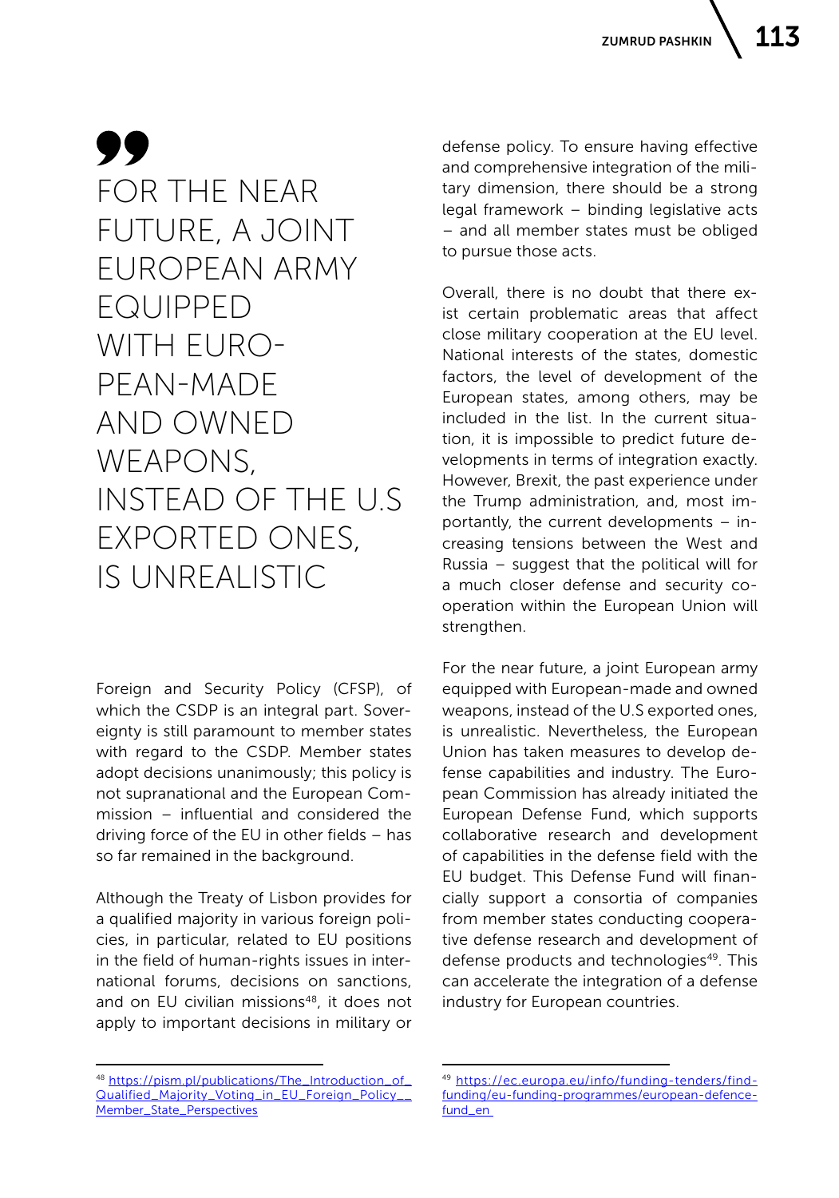> FOR THE NEAR FUTURE, A JOINT EUROPEAN ARMY EQUIPPED WITH EURO-PEAN-MADE AND OWNED WEAPONS, INSTEAD OF THE U.S EXPORTED ONES, IS UNREALISTIC

Foreign and Security Policy (CFSP), of which the CSDP is an integral part. Sovereignty is still paramount to member states with regard to the CSDP. Member states adopt decisions unanimously; this policy is not supranational and the European Commission – influential and considered the driving force of the EU in other fields – has so far remained in the background.

Although the Treaty of Lisbon provides for a qualified majority in various foreign policies, in particular, related to EU positions in the field of human-rights issues in international forums, decisions on sanctions, and on EU civilian missions[48], it does not apply to important decisions in military or defense policy. To ensure having effective and comprehensive integration of the military dimension, there should be a strong legal framework – binding legislative acts – and all member states must be obliged to pursue those acts.

Overall, there is no doubt that there exist certain problematic areas that affect close military cooperation at the EU level. National interests of the states, domestic factors, the level of development of the European states, among others, may be included in the list. In the current situation, it is impossible to predict future developments in terms of integration exactly. However, Brexit, the past experience under the Trump administration, and, most importantly, the current developments – increasing tensions between the West and Russia – suggest that the political will for a much closer defense and security cooperation within the European Union will strengthen.

For the near future, a joint European army equipped with European-made and owned weapons, instead of the U.S exported ones, is unrealistic. Nevertheless, the European Union has taken measures to develop defense capabilities and industry. The European Commission has already initiated the European Defense Fund, which supports collaborative research and development of capabilities in the defense field with the EU budget. This Defense Fund will financially support a consortia of companies from member states conducting cooperative defense research and development of defense products and technologies[49]. This can accelerate the integration of a defense industry for European countries.

---

[48] https://pism.pl/publications/The_Introduction_of_Qualified_Majority_Voting_in_EU_Foreign_Policy__Member_State_Perspectives

[49] https://ec.europa.eu/info/funding-tenders/find-funding/eu-funding-programmes/european-defence-fund_en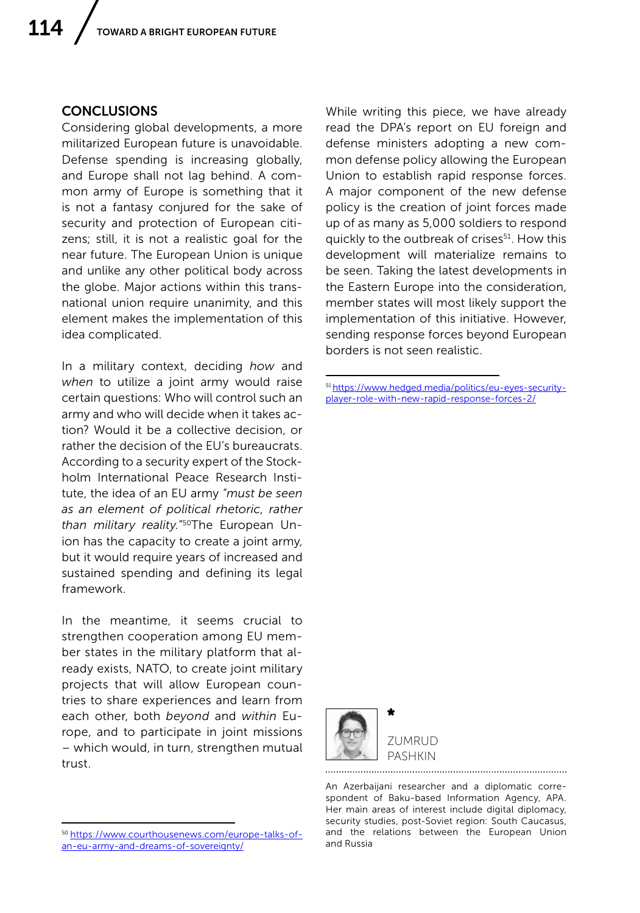## CONCLUSIONS

Considering global developments, a more militarized European future is unavoidable. Defense spending is increasing globally, and Europe shall not lag behind. A common army of Europe is something that it is not a fantasy conjured for the sake of security and protection of European citizens; still, it is not a realistic goal for the near future. The European Union is unique and unlike any other political body across the globe. Major actions within this transnational union require unanimity, and this element makes the implementation of this idea complicated.

In a military context, deciding *how* and *when* to utilize a joint army would raise certain questions: Who will control such an army and who will decide when it takes action? Would it be a collective decision, or rather the decision of the EU's bureaucrats. According to a security expert of the Stockholm International Peace Research Institute, the idea of an EU army *"must be seen as an element of political rhetoric, rather than military reality."*[50] The European Union has the capacity to create a joint army, but it would require years of increased and sustained spending and defining its legal framework.

In the meantime, it seems crucial to strengthen cooperation among EU member states in the military platform that already exists, NATO, to create joint military projects that will allow European countries to share experiences and learn from each other, both *beyond* and *within* Europe, and to participate in joint missions – which would, in turn, strengthen mutual trust.

While writing this piece, we have already read the DPA's report on EU foreign and defense ministers adopting a new common defense policy allowing the European Union to establish rapid response forces. A major component of the new defense policy is the creation of joint forces made up of as many as 5,000 soldiers to respond quickly to the outbreak of crises[51]. How this development will materialize remains to be seen. Taking the latest developments in the Eastern Europe into the consideration, member states will most likely support the implementation of this initiative. However, sending response forces beyond European borders is not seen realistic.

[50] https://www.courthousenews.com/europe-talks-of-an-eu-army-and-dreams-of-sovereignty/

[51] https://www.hedged.media/politics/eu-eyes-security-player-role-with-new-rapid-response-forces-2/

*

ZUMRUD PASHKIN

An Azerbaijani researcher and a diplomatic correspondent of Baku-based Information Agency, APA. Her main areas of interest include digital diplomacy, security studies, post-Soviet region: South Caucasus, and the relations between the European Union and Russia